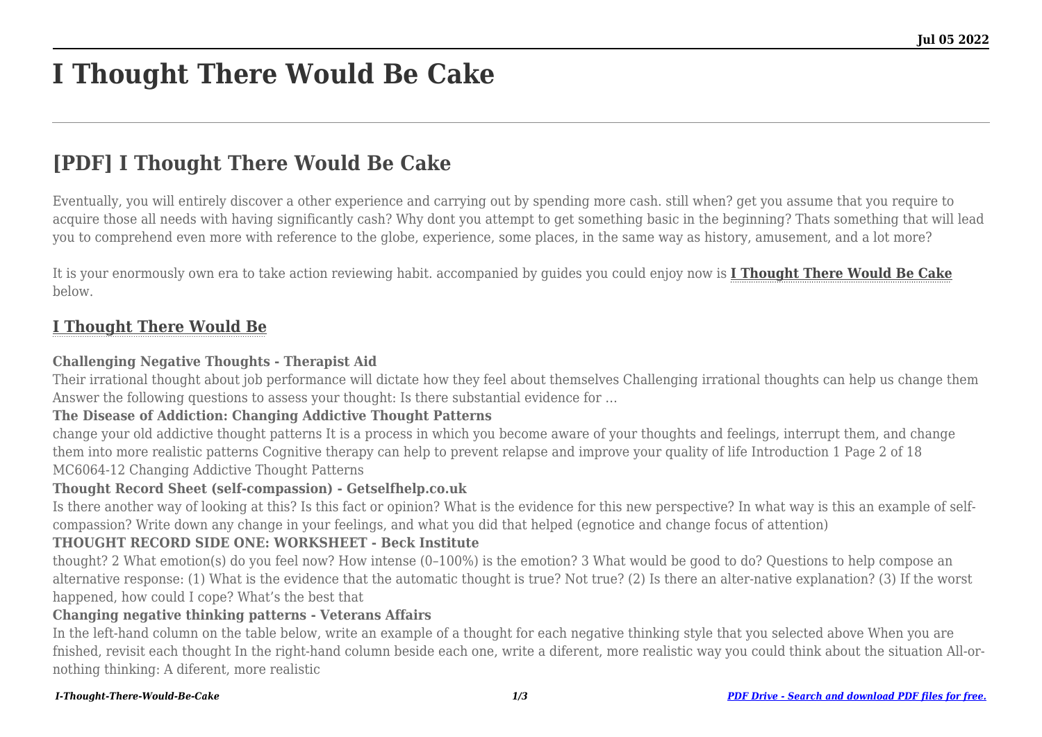# I Thought There Would Be Cake

## [PDF] I Thought There Would Be Cake

Eventually, you will entirely discover a other experience and carrying out by spending more cash. still when? get you assume that you require to acquire those all needs with having significantly cash? Why dont you attempt to get something basic in the beginning? Thats something that will lead you to comprehend even more with reference to the globe, experience, some places, in the same way as history, amusement, and a lot more?

It is your enormously own era to take action reviewing habit. accompanied by guides you could enjoy now is **I Thought There Would Be Cake** below.

### I Thought There Would Be

**Challenging Negative Thoughts - Therapist Aid**

Their irrational thought about job performance will dictate how they feel about themselves Challenging irrational thoughts can help us change them Answer the following questions to assess your thought: Is there substantial evidence for …

**The Disease of Addiction: Changing Addictive Thought Patterns**

change your old addictive thought patterns It is a process in which you become aware of your thoughts and feelings, interrupt them, and change them into more realistic patterns Cognitive therapy can help to prevent relapse and improve your quality of life Introduction 1 Page 2 of 18 MC6064-12 Changing Addictive Thought Patterns

**Thought Record Sheet (self-compassion) - Getselfhelp.co.uk**

Is there another way of looking at this? Is this fact or opinion? What is the evidence for this new perspective? In what way is this an example of self-compassion? Write down any change in your feelings, and what you did that helped (egnotice and change focus of attention)

**THOUGHT RECORD SIDE ONE: WORKSHEET - Beck Institute**

thought? 2 What emotion(s) do you feel now? How intense (0–100%) is the emotion? 3 What would be good to do? Questions to help compose an alternative response: (1) What is the evidence that the automatic thought is true? Not true? (2) Is there an alter-native explanation? (3) If the worst happened, how could I cope? What's the best that

**Changing negative thinking patterns - Veterans Affairs**

In the left-hand column on the table below, write an example of a thought for each negative thinking style that you selected above When you are fnished, revisit each thought In the right-hand column beside each one, write a diferent, more realistic way you could think about the situation All-or-nothing thinking: A diferent, more realistic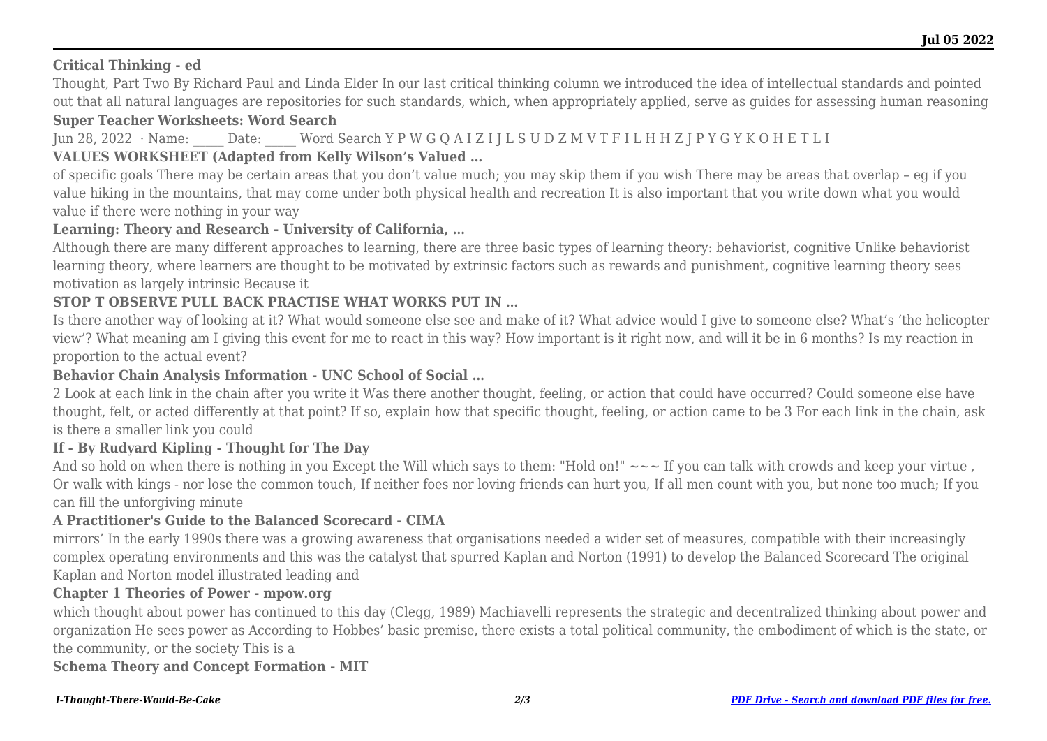**Critical Thinking - ed**

Thought, Part Two By Richard Paul and Linda Elder In our last critical thinking column we introduced the idea of intellectual standards and pointed out that all natural languages are repositories for such standards, which, when appropriately applied, serve as guides for assessing human reasoning

**Super Teacher Worksheets: Word Search**

Jun 28, 2022 · Name: _____ Date: _____ Word Search Y P W G Q A I Z I J L S U D Z M V T F I L H H Z J P Y G Y K O H E T L I

**VALUES WORKSHEET (Adapted from Kelly Wilson's Valued …**

of specific goals There may be certain areas that you don't value much; you may skip them if you wish There may be areas that overlap – eg if you value hiking in the mountains, that may come under both physical health and recreation It is also important that you write down what you would value if there were nothing in your way

**Learning: Theory and Research - University of California, …**

Although there are many different approaches to learning, there are three basic types of learning theory: behaviorist, cognitive Unlike behaviorist learning theory, where learners are thought to be motivated by extrinsic factors such as rewards and punishment, cognitive learning theory sees motivation as largely intrinsic Because it

**STOP T OBSERVE PULL BACK PRACTISE WHAT WORKS PUT IN …**

Is there another way of looking at it? What would someone else see and make of it? What advice would I give to someone else? What's 'the helicopter view'? What meaning am I giving this event for me to react in this way? How important is it right now, and will it be in 6 months? Is my reaction in proportion to the actual event?

**Behavior Chain Analysis Information - UNC School of Social …**

2 Look at each link in the chain after you write it Was there another thought, feeling, or action that could have occurred? Could someone else have thought, felt, or acted differently at that point? If so, explain how that specific thought, feeling, or action came to be 3 For each link in the chain, ask is there a smaller link you could

**If - By Rudyard Kipling - Thought for The Day**

And so hold on when there is nothing in you Except the Will which says to them: "Hold on!" ~~~ If you can talk with crowds and keep your virtue , Or walk with kings - nor lose the common touch, If neither foes nor loving friends can hurt you, If all men count with you, but none too much; If you can fill the unforgiving minute

**A Practitioner's Guide to the Balanced Scorecard - CIMA**

mirrors' In the early 1990s there was a growing awareness that organisations needed a wider set of measures, compatible with their increasingly complex operating environments and this was the catalyst that spurred Kaplan and Norton (1991) to develop the Balanced Scorecard The original Kaplan and Norton model illustrated leading and

**Chapter 1 Theories of Power - mpow.org**

which thought about power has continued to this day (Clegg, 1989) Machiavelli represents the strategic and decentralized thinking about power and organization He sees power as According to Hobbes' basic premise, there exists a total political community, the embodiment of which is the state, or the community, or the society This is a

**Schema Theory and Concept Formation - MIT**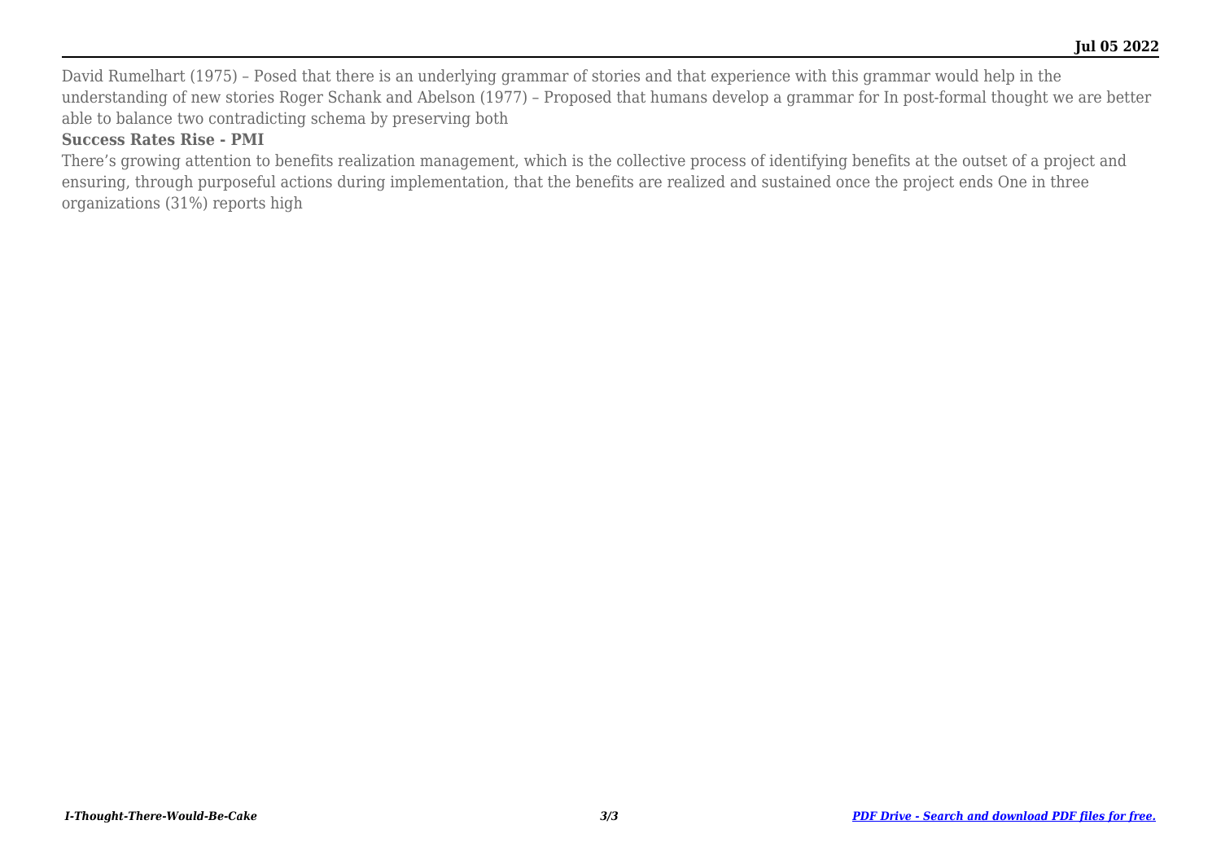David Rumelhart (1975) – Posed that there is an underlying grammar of stories and that experience with this grammar would help in the understanding of new stories Roger Schank and Abelson (1977) – Proposed that humans develop a grammar for In post-formal thought we are better able to balance two contradicting schema by preserving both

**Success Rates Rise - PMI**

There's growing attention to benefits realization management, which is the collective process of identifying benefits at the outset of a project and ensuring, through purposeful actions during implementation, that the benefits are realized and sustained once the project ends One in three organizations (31%) reports high